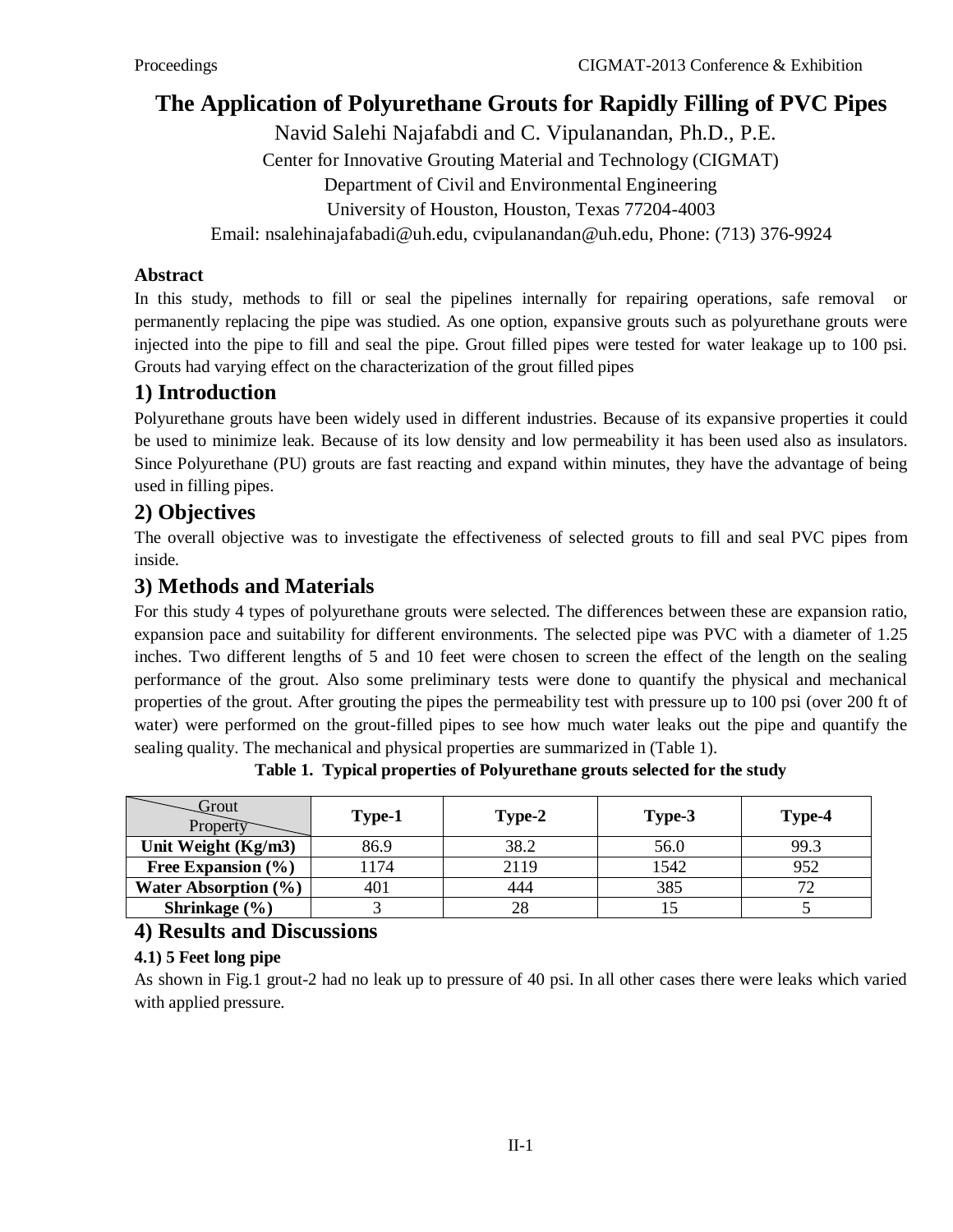# The Application of Polyurethane Grouts for Rapidly Filling of PVC Pipes

Navid Salehi Najafabdi and C. Vipulanandan, Ph.D., P.E.

Center for Innovative Grouting Material and Technology (CIGMAT)

Department of Civil and Environmental Engineering

University of Houston, Houston, Texas 77204-4003

Email: nsalehinajafabadi@uh.edu, cvipulanandan@uh.edu, Phone: (713) 376-9924

### Abstract

In this study, methods to fill or seal the pipelines internally for repairing operations, safe removal or permanently replacing the pipe was studied. As one option, expansive grouts such as polyurethane grouts were injected into the pipe to fill and seal the pipe. Grout filled pipes were tested for water leakage up to 100 psi. Grouts had varying effect on the characterization of the grout filled pipes

## 1) Introduction

Polyurethane grouts have been widely used in different industries. Because of its expansive properties it could be used to minimize leak. Because of its low density and low permeability it has been used also as insulators. Since Polyurethane (PU) grouts are fast reacting and expand within minutes, they have the advantage of being used in filling pipes.

## 2) Objectives

The overall objective was to investigate the effectiveness of selected grouts to fill and seal PVC pipes from inside.

## 3) Methods and Materials

For this study 4 types of polyurethane grouts were selected. The differences between these are expansion ratio, expansion pace and suitability for different environments. The selected pipe was PVC with a diameter of 1.25 inches. Two different lengths of 5 and 10 feet were chosen to screen the effect of the length on the sealing performance of the grout. Also some preliminary tests were done to quantify the physical and mechanical properties of the grout. After grouting the pipes the permeability test with pressure up to 100 psi (over 200 ft of water) were performed on the grout-filled pipes to see how much water leaks out the pipe and quantify the sealing quality. The mechanical and physical properties are summarized in (Table 1).

**Table 1. Typical properties of Polyurethane grouts selected for the study**

| Grout / Property | **Type-1** | **Type-2** | **Type-3** | **Type-4** |
|---|---|---|---|---|
| **Unit Weight (Kg/m3)** | 86.9 | 38.2 | 56.0 | 99.3 |
| **Free Expansion (%)** | 1174 | 2119 | 1542 | 952 |
| **Water Absorption (%)** | 401 | 444 | 385 | 72 |
| **Shrinkage (%)** | 3 | 28 | 15 | 5 |

## 4) Results and Discussions

#### 4.1) 5 Feet long pipe

As shown in Fig.1 grout-2 had no leak up to pressure of 40 psi. In all other cases there were leaks which varied with applied pressure.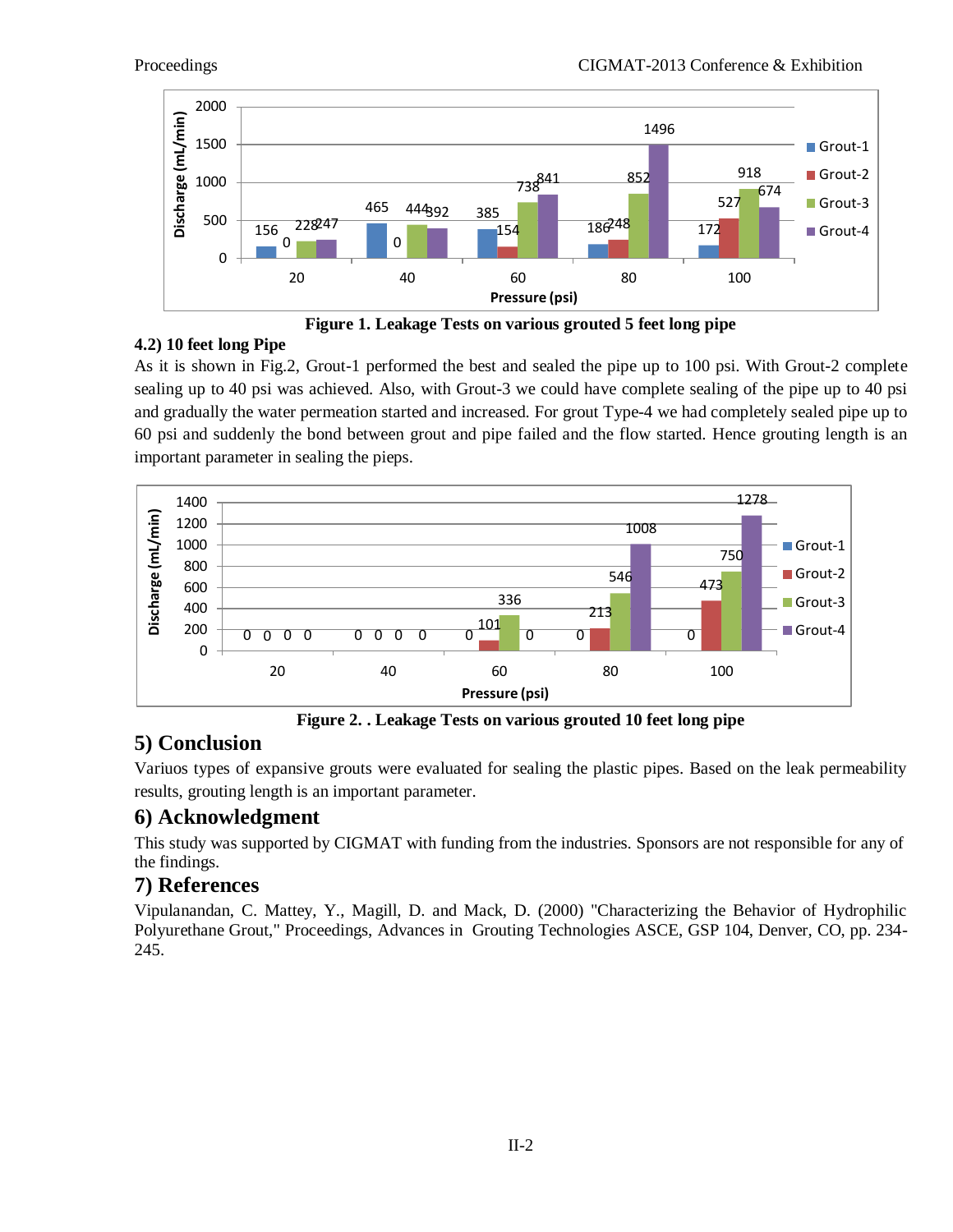2000
1500
1000
500
0

Discharge (mL/min)

156 0 228 247
465 0 444 392
385 154 738 841
186 248 852 1496
172 527 918 674

20 40 60 80 100

Pressure (psi)

Grout-1
Grout-2
Grout-3
Grout-4

**Figure 1. Leakage Tests on various grouted 5 feet long pipe**

### 4.2) 10 feet long Pipe

As it is shown in Fig.2, Grout-1 performed the best and sealed the pipe up to 100 psi. With Grout-2 complete sealing up to 40 psi was achieved. Also, with Grout-3 we could have complete sealing of the pipe up to 40 psi and gradually the water permeation started and increased. For grout Type-4 we had completely sealed pipe up to 60 psi and suddenly the bond between grout and pipe failed and the flow started. Hence grouting length is an important parameter in sealing the pieps.

1400
1200
1000
800
600
400
200
0

Discharge (mL/min)

0 0 0 0
0 0 0 0
0 101 336 0
0 213 546 1008
0 473 750 1278

20 40 60 80 100

Pressure (psi)

Grout-1
Grout-2
Grout-3
Grout-4

**Figure 2. . Leakage Tests on various grouted 10 feet long pipe**

## 5) Conclusion

Variuos types of expansive grouts were evaluated for sealing the plastic pipes. Based on the leak permeability results, grouting length is an important parameter.

## 6) Acknowledgment

This study was supported by CIGMAT with funding from the industries. Sponsors are not responsible for any of the findings.

## 7) References

Vipulanandan, C. Mattey, Y., Magill, D. and Mack, D. (2000) "Characterizing the Behavior of Hydrophilic Polyurethane Grout," Proceedings, Advances in Grouting Technologies ASCE, GSP 104, Denver, CO, pp. 234-245.